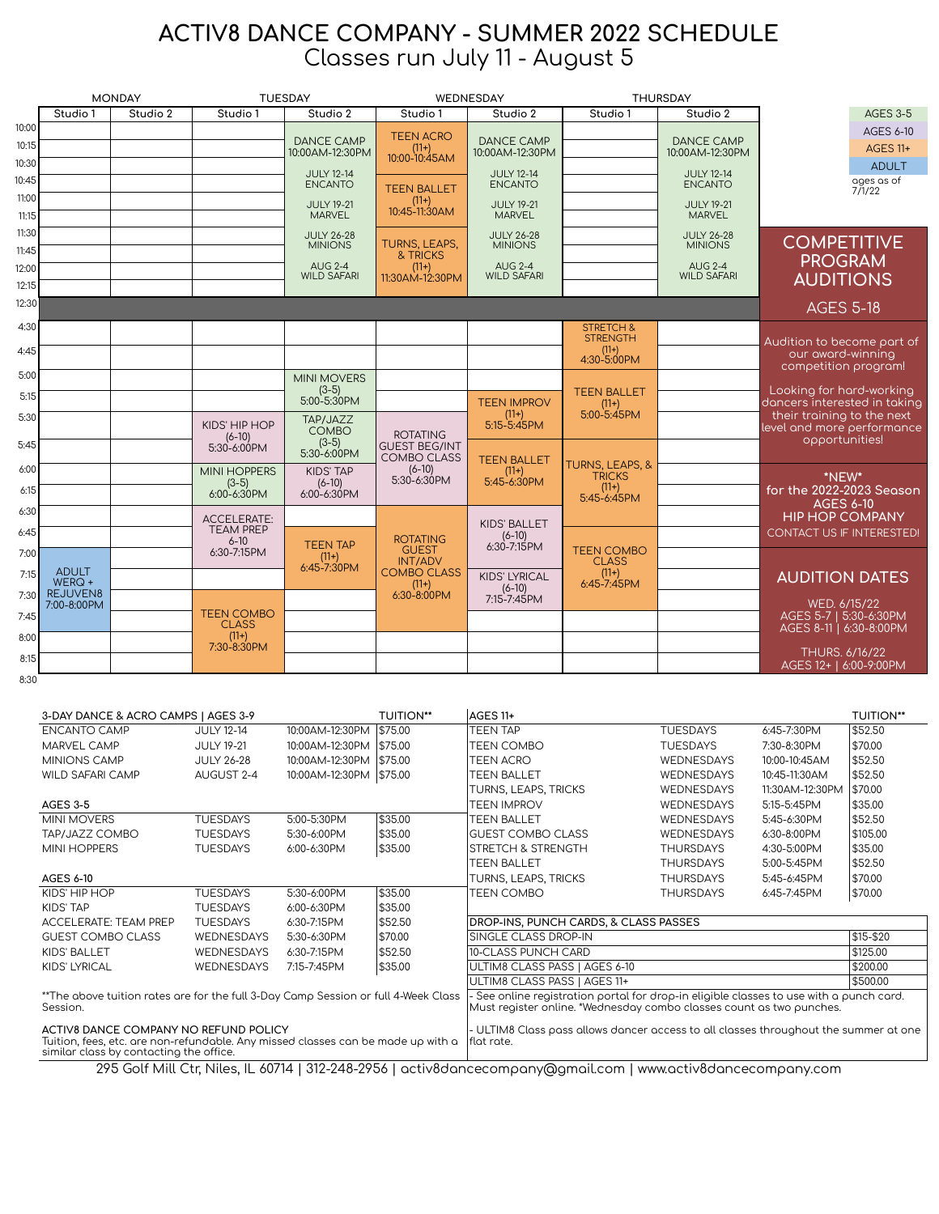# ACTIV8 DANCE COMPANY - SUMMER 2022 SCHEDULE

Classes run July 11 - August 5

| Time | Monday Studio 1 | Monday Studio 2 | Tuesday Studio 1 | Tuesday Studio 2 | Wednesday Studio 1 | Wednesday Studio 2 | Thursday Studio 1 | Thursday Studio 2 |
|---|---|---|---|---|---|---|---|---|
| 10:00-12:30 | | | | DANCE CAMP 10:00AM-12:30PM<br>JULY 12-14 ENCANTO<br>JULY 19-21 MARVEL<br>JULY 26-28 MINIONS<br>AUG 2-4 WILD SAFARI | TEEN ACRO (11+) 10:00-10:45AM<br>TEEN BALLET (11+) 10:45-11:30AM<br>TURNS, LEAPS, & TRICKS (11+) 11:30AM-12:30PM | DANCE CAMP 10:00AM-12:30PM<br>JULY 12-14 ENCANTO<br>JULY 19-21 MARVEL<br>JULY 26-28 MINIONS<br>AUG 2-4 WILD SAFARI | | DANCE CAMP 10:00AM-12:30PM<br>JULY 12-14 ENCANTO<br>JULY 19-21 MARVEL<br>JULY 26-28 MINIONS<br>AUG 2-4 WILD SAFARI |
| 4:30 | | | | | | | STRETCH & STRENGTH (11+) 4:30-5:00PM | |
| 5:00 | | | | MINI MOVERS (3-5) 5:00-5:30PM | | | TEEN BALLET (11+) 5:00-5:45PM | |
| 5:15 | | | | | | TEEN IMPROV (11+) 5:15-5:45PM | | |
| 5:30 | | | KIDS' HIP HOP (6-10) 5:30-6:00PM | TAP/JAZZ COMBO (3-5) 5:30-6:00PM | ROTATING GUEST BEG/INT COMBO CLASS (6-10) 5:30-6:30PM | | | |
| 5:45 | | | | | | TEEN BALLET (11+) 5:45-6:30PM | TURNS, LEAPS, & TRICKS (11+) 5:45-6:45PM | |
| 6:00 | | | MINI HOPPERS (3-5) 6:00-6:30PM | KIDS' TAP (6-10) 6:00-6:30PM | | | | |
| 6:30 | | | ACCELERATE: TEAM PREP 6-10 6:30-7:15PM | | ROTATING GUEST INT/ADV COMBO CLASS (11+) 6:30-8:00PM | KIDS' BALLET (6-10) 6:30-7:15PM | | |
| 6:45 | | | | TEEN TAP (11+) 6:45-7:30PM | | | TEEN COMBO CLASS (11+) 6:45-7:45PM | |
| 7:00 | ADULT WERQ + REJUVEN8 7:00-8:00PM | | | | | | | |
| 7:15 | | | | | | KIDS' LYRICAL (6-10) 7:15-7:45PM | | |
| 7:30 | | | TEEN COMBO CLASS (11+) 7:30-8:30PM | | | | | |

AGES 3-5 | AGES 6-10 | AGES 11+ | ADULT — ages as of 7/1/22

## COMPETITIVE PROGRAM AUDITIONS

AGES 5-18

Audition to become part of our award-winning competition program!

Looking for hard-working dancers interested in taking their training to the next level and more performance opportunities!

*NEW* for the 2022-2023 Season AGES 6-10 HIP HOP COMPANY

CONTACT US IF INTERESTED!

## AUDITION DATES

WED. 6/15/22
AGES 5-7 | 5:30-6:30PM
AGES 8-11 | 6:30-8:00PM

THURS. 6/16/22
AGES 12+ | 6:00-9:00PM

| 3-DAY DANCE & ACRO CAMPS \| AGES 3-9 | | | TUITION** |
|---|---|---|---|
| ENCANTO CAMP | JULY 12-14 | 10:00AM-12:30PM | $75.00 |
| MARVEL CAMP | JULY 19-21 | 10:00AM-12:30PM | $75.00 |
| MINIONS CAMP | JULY 26-28 | 10:00AM-12:30PM | $75.00 |
| WILD SAFARI CAMP | AUGUST 2-4 | 10:00AM-12:30PM | $75.00 |
| **AGES 3-5** | | | |
| MINI MOVERS | TUESDAYS | 5:00-5:30PM | $35.00 |
| TAP/JAZZ COMBO | TUESDAYS | 5:30-6:00PM | $35.00 |
| MINI HOPPERS | TUESDAYS | 6:00-6:30PM | $35.00 |
| **AGES 6-10** | | | |
| KIDS' HIP HOP | TUESDAYS | 5:30-6:00PM | $35.00 |
| KIDS' TAP | TUESDAYS | 6:00-6:30PM | $35.00 |
| ACCELERATE: TEAM PREP | TUESDAYS | 6:30-7:15PM | $52.50 |
| GUEST COMBO CLASS | WEDNESDAYS | 5:30-6:30PM | $70.00 |
| KIDS' BALLET | WEDNESDAYS | 6:30-7:15PM | $52.50 |
| KIDS' LYRICAL | WEDNESDAYS | 7:15-7:45PM | $35.00 |

**The above tuition rates are for the full 3-Day Camp Session or full 4-Week Class Session.

**ACTIV8 DANCE COMPANY NO REFUND POLICY**
Tuition, fees, etc. are non-refundable. Any missed classes can be made up with a similar class by contacting the office.

| AGES 11+ | | | TUITION** |
|---|---|---|---|
| TEEN TAP | TUESDAYS | 6:45-7:30PM | $52.50 |
| TEEN COMBO | TUESDAYS | 7:30-8:30PM | $70.00 |
| TEEN ACRO | WEDNESDAYS | 10:00-10:45AM | $52.50 |
| TEEN BALLET | WEDNESDAYS | 10:45-11:30AM | $52.50 |
| TURNS, LEAPS, TRICKS | WEDNESDAYS | 11:30AM-12:30PM | $70.00 |
| TEEN IMPROV | WEDNESDAYS | 5:15-5:45PM | $35.00 |
| TEEN BALLET | WEDNESDAYS | 5:45-6:30PM | $52.50 |
| GUEST COMBO CLASS | WEDNESDAYS | 6:30-8:00PM | $105.00 |
| STRETCH & STRENGTH | THURSDAYS | 4:30-5:00PM | $35.00 |
| TEEN BALLET | THURSDAYS | 5:00-5:45PM | $52.50 |
| TURNS, LEAPS, TRICKS | THURSDAYS | 5:45-6:45PM | $70.00 |
| TEEN COMBO | THURSDAYS | 6:45-7:45PM | $70.00 |

| DROP-INS, PUNCH CARDS, & CLASS PASSES | |
|---|---|
| SINGLE CLASS DROP-IN | $15-$20 |
| 10-CLASS PUNCH CARD | $125.00 |
| ULTIM8 CLASS PASS \| AGES 6-10 | $200.00 |
| ULTIM8 CLASS PASS \| AGES 11+ | $500.00 |

- See online registration portal for drop-in eligible classes to use with a punch card. Must register online. *Wednesday combo classes count as two punches.

- ULTIM8 Class pass allows dancer access to all classes throughout the summer at one flat rate.

295 Golf Mill Ctr, Niles, IL 60714 | 312-248-2956 | activ8dancecompany@gmail.com | www.activ8dancecompany.com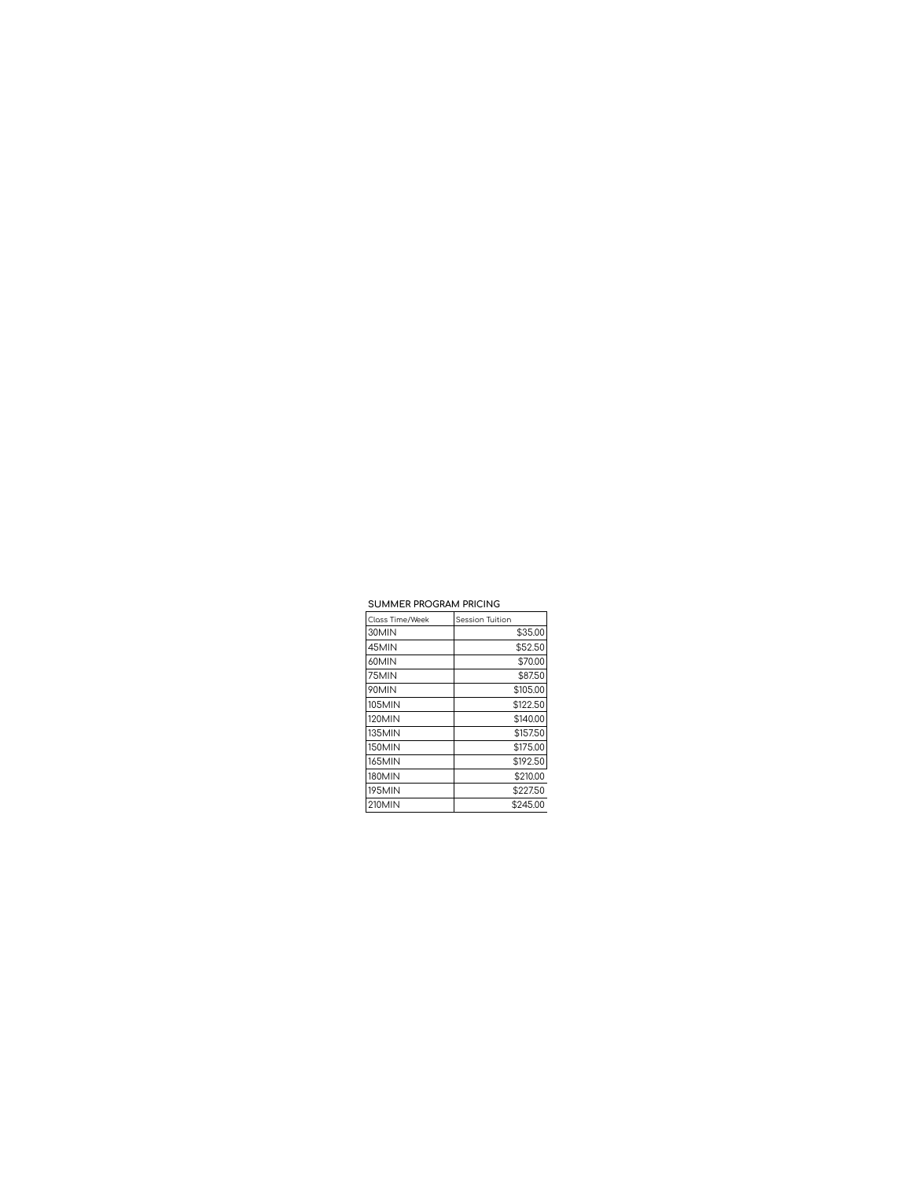SUMMER PROGRAM PRICING

| Class Time/Week | Session Tuition |
| --- | --- |
| 30MIN | $35.00 |
| 45MIN | $52.50 |
| 60MIN | $70.00 |
| 75MIN | $87.50 |
| 90MIN | $105.00 |
| 105MIN | $122.50 |
| 120MIN | $140.00 |
| 135MIN | $157.50 |
| 150MIN | $175.00 |
| 165MIN | $192.50 |
| 180MIN | $210.00 |
| 195MIN | $227.50 |
| 210MIN | $245.00 |